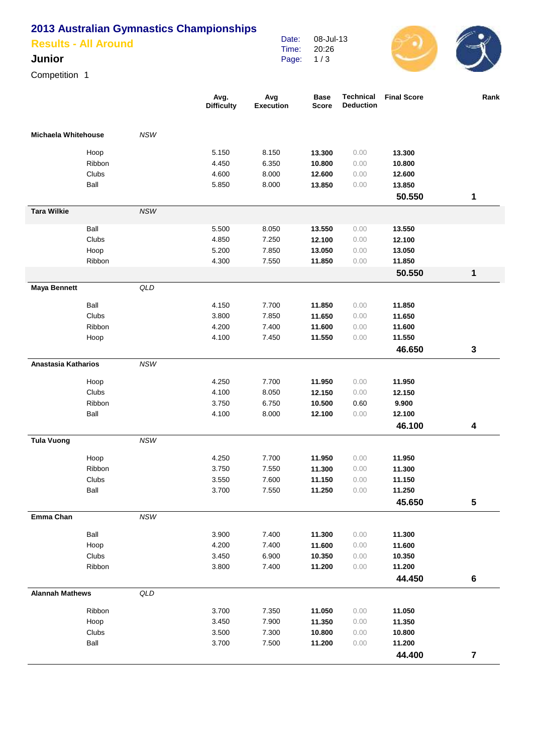# 2013 Australian Gymnastics Championships

## Results - All Around

### Junior

Competition 1

Date: 08-Jul-13
Time: 20:26

| | | Apparatus | Avg. Difficulty | Avg Execution | Base Score | Technical Deduction | Final Score | Rank |
|---|---|---|---|---|---|---|---|---|
| **Michaela Whitehouse** | *NSW* | | | | | | | |
| | | Hoop | 5.150 | 8.150 | **13.300** | 0.00 | **13.300** | |
| | | Ribbon | 4.450 | 6.350 | **10.800** | 0.00 | **10.800** | |
| | | Clubs | 4.600 | 8.000 | **12.600** | 0.00 | **12.600** | |
| | | Ball | 5.850 | 8.000 | **13.850** | 0.00 | **13.850** | |
| | | | | | | | **50.550** | **1** |
| **Tara Wilkie** | *NSW* | | | | | | | |
| | | Ball | 5.500 | 8.050 | **13.550** | 0.00 | **13.550** | |
| | | Clubs | 4.850 | 7.250 | **12.100** | 0.00 | **12.100** | |
| | | Hoop | 5.200 | 7.850 | **13.050** | 0.00 | **13.050** | |
| | | Ribbon | 4.300 | 7.550 | **11.850** | 0.00 | **11.850** | |
| | | | | | | | **50.550** | **1** |
| **Maya Bennett** | *QLD* | | | | | | | |
| | | Ball | 4.150 | 7.700 | **11.850** | 0.00 | **11.850** | |
| | | Clubs | 3.800 | 7.850 | **11.650** | 0.00 | **11.650** | |
| | | Ribbon | 4.200 | 7.400 | **11.600** | 0.00 | **11.600** | |
| | | Hoop | 4.100 | 7.450 | **11.550** | 0.00 | **11.550** | |
| | | | | | | | **46.650** | **3** |
| **Anastasia Katharios** | *NSW* | | | | | | | |
| | | Hoop | 4.250 | 7.700 | **11.950** | 0.00 | **11.950** | |
| | | Clubs | 4.100 | 8.050 | **12.150** | 0.00 | **12.150** | |
| | | Ribbon | 3.750 | 6.750 | **10.500** | 0.60 | **9.900** | |
| | | Ball | 4.100 | 8.000 | **12.100** | 0.00 | **12.100** | |
| | | | | | | | **46.100** | **4** |
| **Tula Vuong** | *NSW* | | | | | | | |
| | | Hoop | 4.250 | 7.700 | **11.950** | 0.00 | **11.950** | |
| | | Ribbon | 3.750 | 7.550 | **11.300** | 0.00 | **11.300** | |
| | | Clubs | 3.550 | 7.600 | **11.150** | 0.00 | **11.150** | |
| | | Ball | 3.700 | 7.550 | **11.250** | 0.00 | **11.250** | |
| | | | | | | | **45.650** | **5** |
| **Emma Chan** | *NSW* | | | | | | | |
| | | Ball | 3.900 | 7.400 | **11.300** | 0.00 | **11.300** | |
| | | Hoop | 4.200 | 7.400 | **11.600** | 0.00 | **11.600** | |
| | | Clubs | 3.450 | 6.900 | **10.350** | 0.00 | **10.350** | |
| | | Ribbon | 3.800 | 7.400 | **11.200** | 0.00 | **11.200** | |
| | | | | | | | **44.450** | **6** |
| **Alannah Mathews** | *QLD* | | | | | | | |
| | | Ribbon | 3.700 | 7.350 | **11.050** | 0.00 | **11.050** | |
| | | Hoop | 3.450 | 7.900 | **11.350** | 0.00 | **11.350** | |
| | | Clubs | 3.500 | 7.300 | **10.800** | 0.00 | **10.800** | |
| | | Ball | 3.700 | 7.500 | **11.200** | 0.00 | **11.200** | |
| | | | | | | | **44.400** | **7** |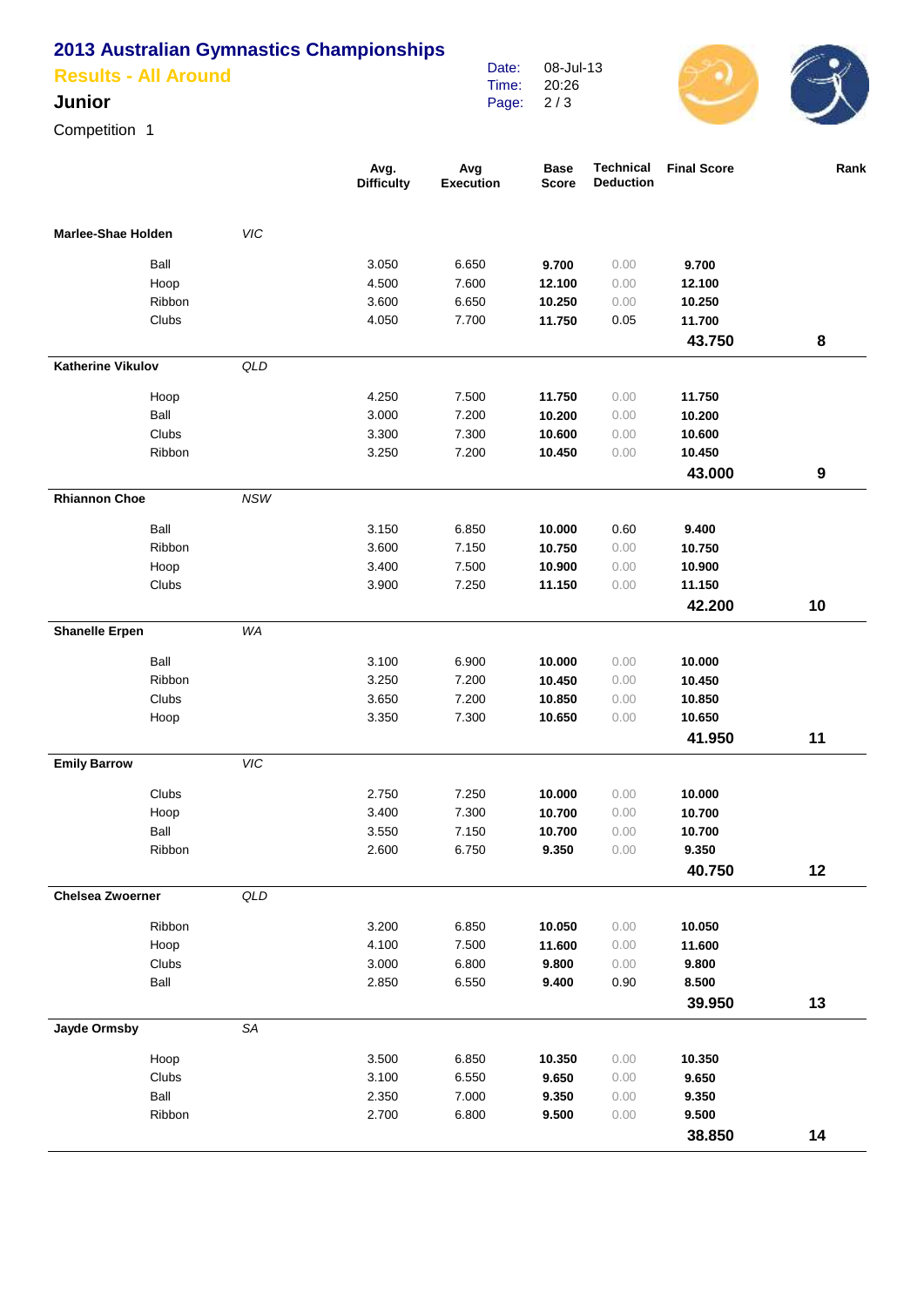# 2013 Australian Gymnastics Championships

## Results - All Around

### Junior

Competition 1

Date: 08-Jul-13
Time: 20:26

| | | Avg. Difficulty | Avg Execution | Base Score | Technical Deduction | Final Score | Rank |
|---|---|---|---|---|---|---|---|
| **Marlee-Shae Holden** | *VIC* | | | | | | |
| Ball | | 3.050 | 6.650 | **9.700** | 0.00 | **9.700** | |
| Hoop | | 4.500 | 7.600 | **12.100** | 0.00 | **12.100** | |
| Ribbon | | 3.600 | 6.650 | **10.250** | 0.00 | **10.250** | |
| Clubs | | 4.050 | 7.700 | **11.750** | 0.05 | **11.700** | |
| | | | | | | **43.750** | **8** |
| **Katherine Vikulov** | *QLD* | | | | | | |
| Hoop | | 4.250 | 7.500 | **11.750** | 0.00 | **11.750** | |
| Ball | | 3.000 | 7.200 | **10.200** | 0.00 | **10.200** | |
| Clubs | | 3.300 | 7.300 | **10.600** | 0.00 | **10.600** | |
| Ribbon | | 3.250 | 7.200 | **10.450** | 0.00 | **10.450** | |
| | | | | | | **43.000** | **9** |
| **Rhiannon Choe** | *NSW* | | | | | | |
| Ball | | 3.150 | 6.850 | **10.000** | 0.60 | **9.400** | |
| Ribbon | | 3.600 | 7.150 | **10.750** | 0.00 | **10.750** | |
| Hoop | | 3.400 | 7.500 | **10.900** | 0.00 | **10.900** | |
| Clubs | | 3.900 | 7.250 | **11.150** | 0.00 | **11.150** | |
| | | | | | | **42.200** | **10** |
| **Shanelle Erpen** | *WA* | | | | | | |
| Ball | | 3.100 | 6.900 | **10.000** | 0.00 | **10.000** | |
| Ribbon | | 3.250 | 7.200 | **10.450** | 0.00 | **10.450** | |
| Clubs | | 3.650 | 7.200 | **10.850** | 0.00 | **10.850** | |
| Hoop | | 3.350 | 7.300 | **10.650** | 0.00 | **10.650** | |
| | | | | | | **41.950** | **11** |
| **Emily Barrow** | *VIC* | | | | | | |
| Clubs | | 2.750 | 7.250 | **10.000** | 0.00 | **10.000** | |
| Hoop | | 3.400 | 7.300 | **10.700** | 0.00 | **10.700** | |
| Ball | | 3.550 | 7.150 | **10.700** | 0.00 | **10.700** | |
| Ribbon | | 2.600 | 6.750 | **9.350** | 0.00 | **9.350** | |
| | | | | | | **40.750** | **12** |
| **Chelsea Zwoerner** | *QLD* | | | | | | |
| Ribbon | | 3.200 | 6.850 | **10.050** | 0.00 | **10.050** | |
| Hoop | | 4.100 | 7.500 | **11.600** | 0.00 | **11.600** | |
| Clubs | | 3.000 | 6.800 | **9.800** | 0.00 | **9.800** | |
| Ball | | 2.850 | 6.550 | **9.400** | 0.90 | **8.500** | |
| | | | | | | **39.950** | **13** |
| **Jayde Ormsby** | *SA* | | | | | | |
| Hoop | | 3.500 | 6.850 | **10.350** | 0.00 | **10.350** | |
| Clubs | | 3.100 | 6.550 | **9.650** | 0.00 | **9.650** | |
| Ball | | 2.350 | 7.000 | **9.350** | 0.00 | **9.350** | |
| Ribbon | | 2.700 | 6.800 | **9.500** | 0.00 | **9.500** | |
| | | | | | | **38.850** | **14** |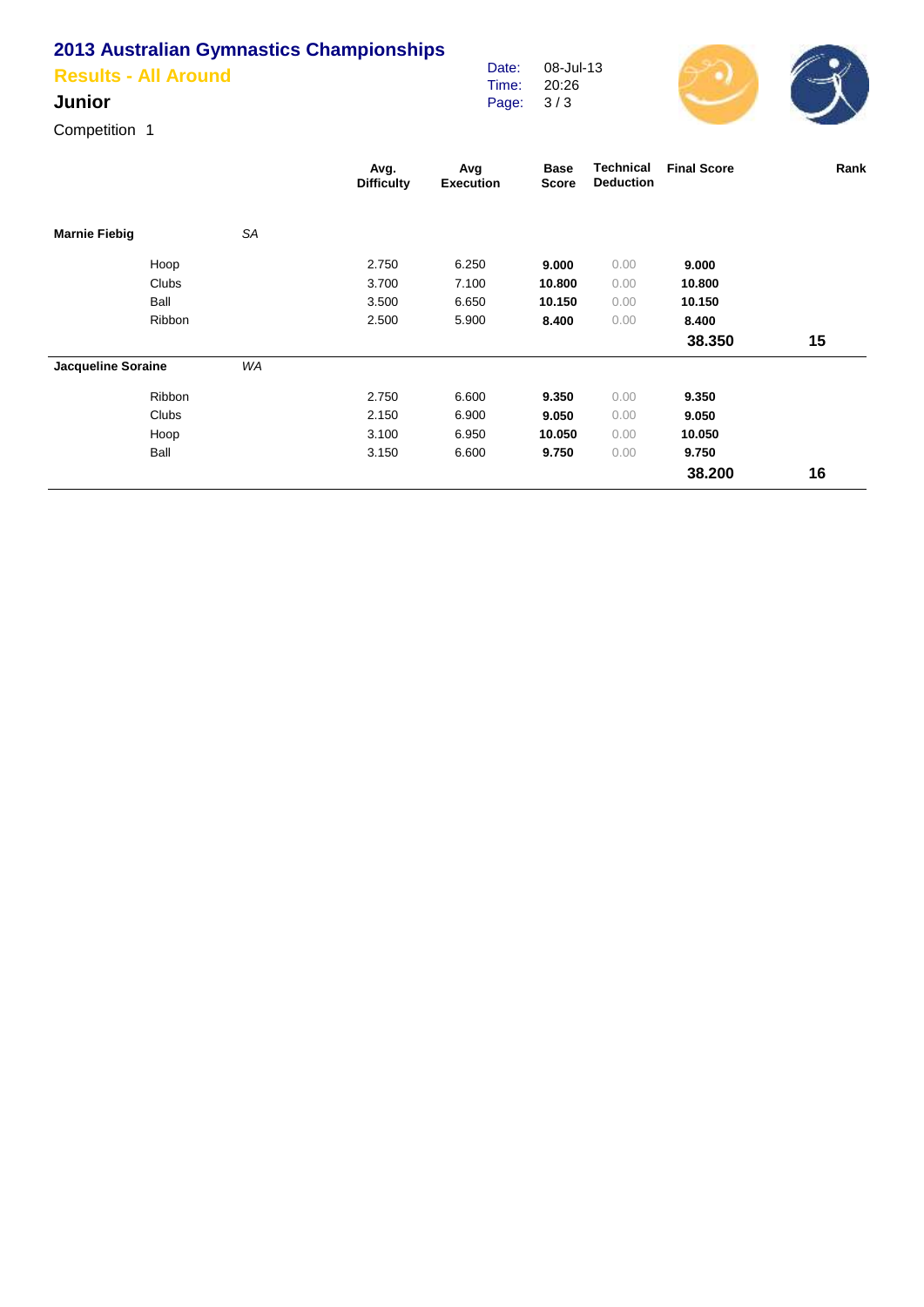# 2013 Australian Gymnastics Championships

## Results - All Around

### Junior

Competition 1

Date: 08-Jul-13
Time: 20:26

| | | | Avg. Difficulty | Avg Execution | Base Score | Technical Deduction | Final Score | Rank |
|---|---|---|---|---|---|---|---|---|
| **Marnie Fiebig** | | *SA* | | | | | | |
| | Hoop | | 2.750 | 6.250 | **9.000** | 0.00 | **9.000** | |
| | Clubs | | 3.700 | 7.100 | **10.800** | 0.00 | **10.800** | |
| | Ball | | 3.500 | 6.650 | **10.150** | 0.00 | **10.150** | |
| | Ribbon | | 2.500 | 5.900 | **8.400** | 0.00 | **8.400** | |
| | | | | | | | **38.350** | **15** |
| **Jacqueline Soraine** | | *WA* | | | | | | |
| | Ribbon | | 2.750 | 6.600 | **9.350** | 0.00 | **9.350** | |
| | Clubs | | 2.150 | 6.900 | **9.050** | 0.00 | **9.050** | |
| | Hoop | | 3.100 | 6.950 | **10.050** | 0.00 | **10.050** | |
| | Ball | | 3.150 | 6.600 | **9.750** | 0.00 | **9.750** | |
| | | | | | | | **38.200** | **16** |